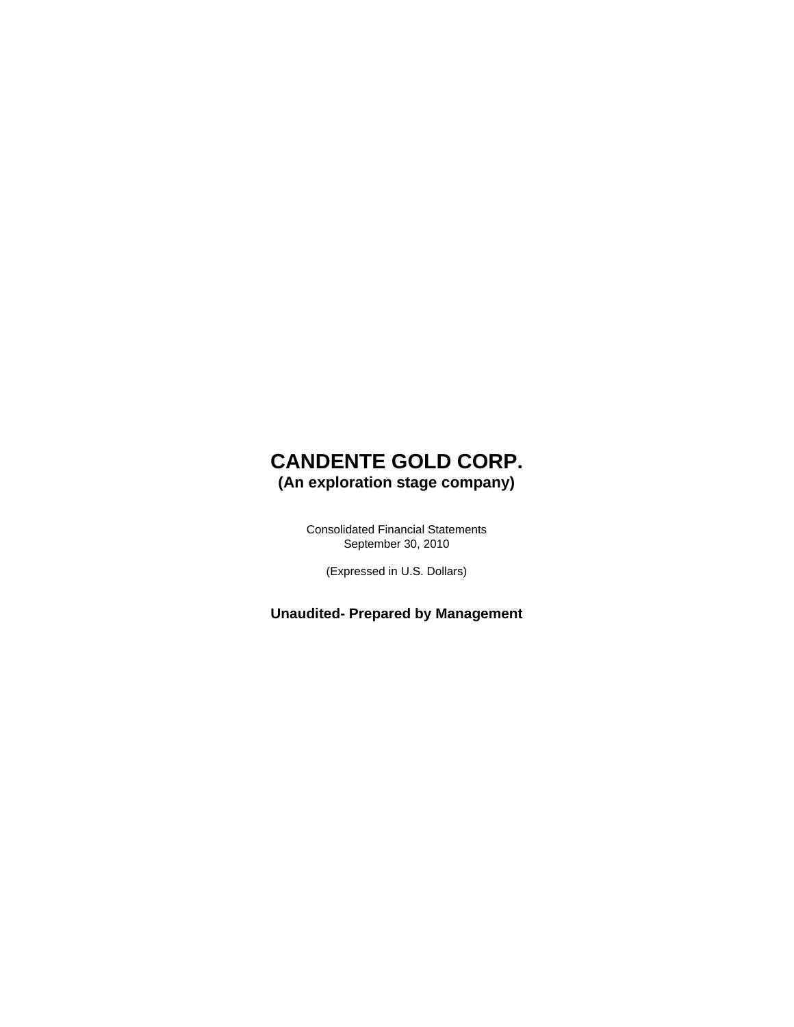# CANDENTE GOLD CORP.

## (An exploration stage company)

Consolidated Financial Statements
September 30, 2010

(Expressed in U.S. Dollars)

**Unaudited- Prepared by Management**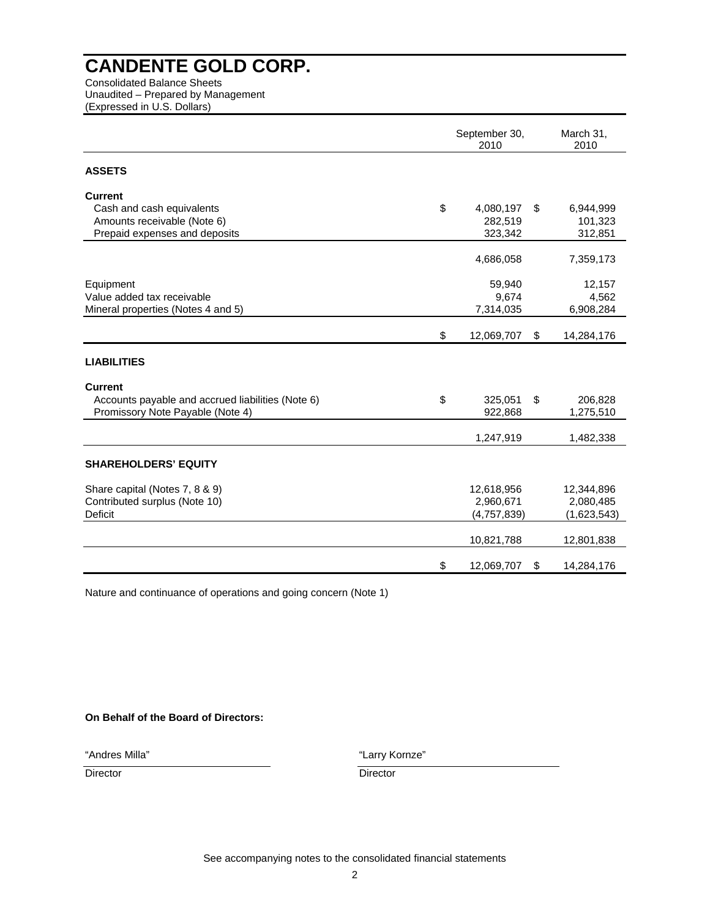# CANDENTE GOLD CORP.

Consolidated Balance Sheets
Unaudited – Prepared by Management
(Expressed in U.S. Dollars)

| | September 30, 2010 | March 31, 2010 |
|---|---|---|
| **ASSETS** | | |
| **Current** | | |
| Cash and cash equivalents | $ 4,080,197 | $ 6,944,999 |
| Amounts receivable (Note 6) | 282,519 | 101,323 |
| Prepaid expenses and deposits | 323,342 | 312,851 |
| | 4,686,058 | 7,359,173 |
| Equipment | 59,940 | 12,157 |
| Value added tax receivable | 9,674 | 4,562 |
| Mineral properties (Notes 4 and 5) | 7,314,035 | 6,908,284 |
| | $ 12,069,707 | $ 14,284,176 |
| **LIABILITIES** | | |
| **Current** | | |
| Accounts payable and accrued liabilities (Note 6) | $ 325,051 | $ 206,828 |
| Promissory Note Payable (Note 4) | 922,868 | 1,275,510 |
| | 1,247,919 | 1,482,338 |
| **SHAREHOLDERS' EQUITY** | | |
| Share capital (Notes 7, 8 & 9) | 12,618,956 | 12,344,896 |
| Contributed surplus (Note 10) | 2,960,671 | 2,080,485 |
| Deficit | (4,757,839) | (1,623,543) |
| | 10,821,788 | 12,801,838 |
| | $ 12,069,707 | $ 14,284,176 |

Nature and continuance of operations and going concern (Note 1)

**On Behalf of the Board of Directors:**

| "Andres Milla" | "Larry Kornze" |
|---|---|
| Director | Director |

See accompanying notes to the consolidated financial statements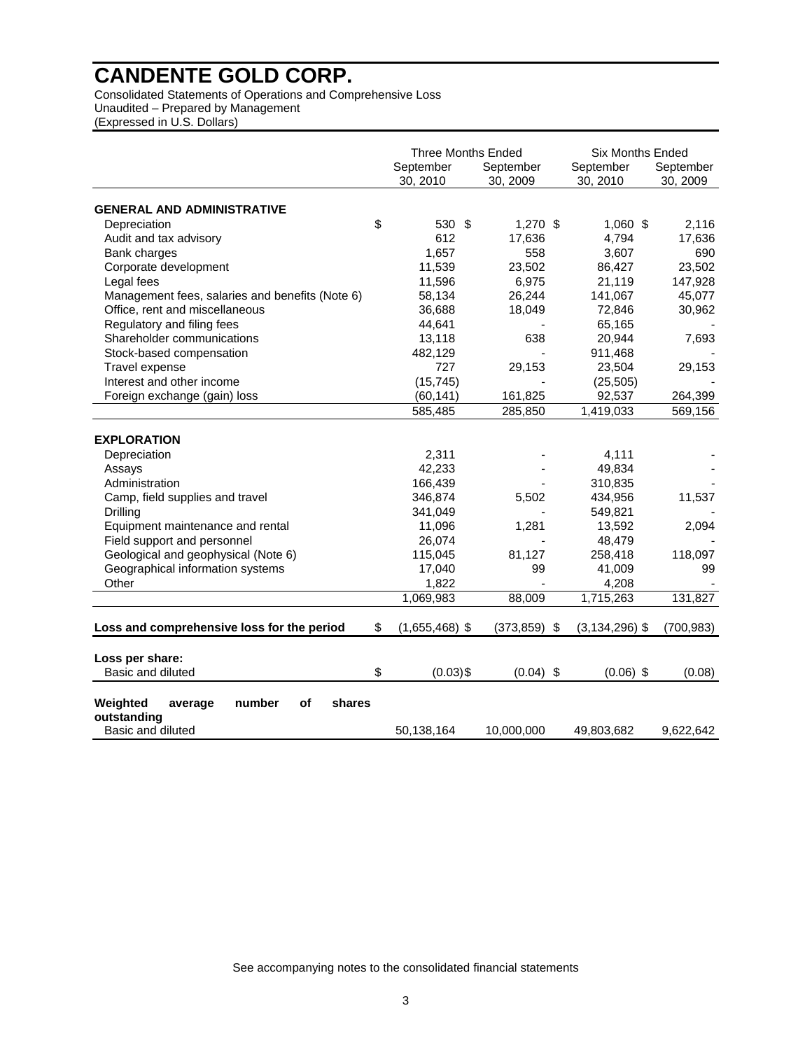# CANDENTE GOLD CORP.

Consolidated Statements of Operations and Comprehensive Loss
Unaudited – Prepared by Management
(Expressed in U.S. Dollars)

| | Three Months Ended | | Six Months Ended | |
|---|---|---|---|---|
| | September 30, 2010 | September 30, 2009 | September 30, 2010 | September 30, 2009 |
| **GENERAL AND ADMINISTRATIVE** | | | | |
| Depreciation | $ 530 | $ 1,270 | $ 1,060 | $ 2,116 |
| Audit and tax advisory | 612 | 17,636 | 4,794 | 17,636 |
| Bank charges | 1,657 | 558 | 3,607 | 690 |
| Corporate development | 11,539 | 23,502 | 86,427 | 23,502 |
| Legal fees | 11,596 | 6,975 | 21,119 | 147,928 |
| Management fees, salaries and benefits (Note 6) | 58,134 | 26,244 | 141,067 | 45,077 |
| Office, rent and miscellaneous | 36,688 | 18,049 | 72,846 | 30,962 |
| Regulatory and filing fees | 44,641 | - | 65,165 | - |
| Shareholder communications | 13,118 | 638 | 20,944 | 7,693 |
| Stock-based compensation | 482,129 | - | 911,468 | - |
| Travel expense | 727 | 29,153 | 23,504 | 29,153 |
| Interest and other income | (15,745) | - | (25,505) | - |
| Foreign exchange (gain) loss | (60,141) | 161,825 | 92,537 | 264,399 |
| | 585,485 | 285,850 | 1,419,033 | 569,156 |
| **EXPLORATION** | | | | |
| Depreciation | 2,311 | - | 4,111 | - |
| Assays | 42,233 | - | 49,834 | - |
| Administration | 166,439 | - | 310,835 | - |
| Camp, field supplies and travel | 346,874 | 5,502 | 434,956 | 11,537 |
| Drilling | 341,049 | - | 549,821 | - |
| Equipment maintenance and rental | 11,096 | 1,281 | 13,592 | 2,094 |
| Field support and personnel | 26,074 | - | 48,479 | - |
| Geological and geophysical (Note 6) | 115,045 | 81,127 | 258,418 | 118,097 |
| Geographical information systems | 17,040 | 99 | 41,009 | 99 |
| Other | 1,822 | - | 4,208 | - |
| | 1,069,983 | 88,009 | 1,715,263 | 131,827 |
| **Loss and comprehensive loss for the period** | $ (1,655,468) | $ (373,859) | $ (3,134,296) | $ (700,983) |
| **Loss per share:** | | | | |
| Basic and diluted | $ (0.03) | $ (0.04) | $ (0.06) | $ (0.08) |
| **Weighted average number of shares outstanding** | | | | |
| Basic and diluted | 50,138,164 | 10,000,000 | 49,803,682 | 9,622,642 |

See accompanying notes to the consolidated financial statements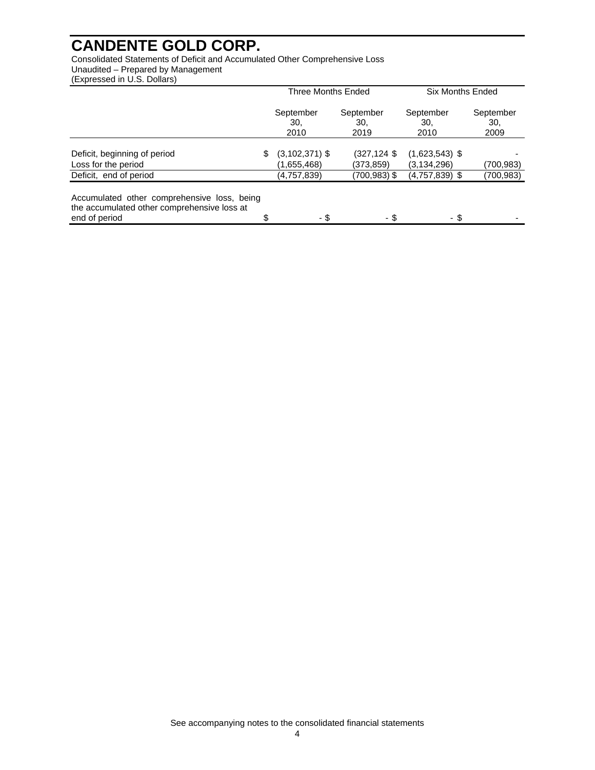# CANDENTE GOLD CORP.

Consolidated Statements of Deficit and Accumulated Other Comprehensive Loss
Unaudited – Prepared by Management
(Expressed in U.S. Dollars)

| | Three Months Ended | | Six Months Ended | |
|---|---|---|---|---|
| | September 30, 2010 | September 30, 2019 | September 30, 2010 | September 30, 2009 |
| Deficit, beginning of period | $ (3,102,371) $ | (327,124 $ | (1,623,543) $ | - |
| Loss for the period | (1,655,468) | (373,859) | (3,134,296) | (700,983) |
| Deficit, end of period | (4,757,839) | (700,983) $ | (4,757,839) $ | (700,983) |
| Accumulated other comprehensive loss, being the accumulated other comprehensive loss at end of period | $ - $ | - $ | - $ | - |

See accompanying notes to the consolidated financial statements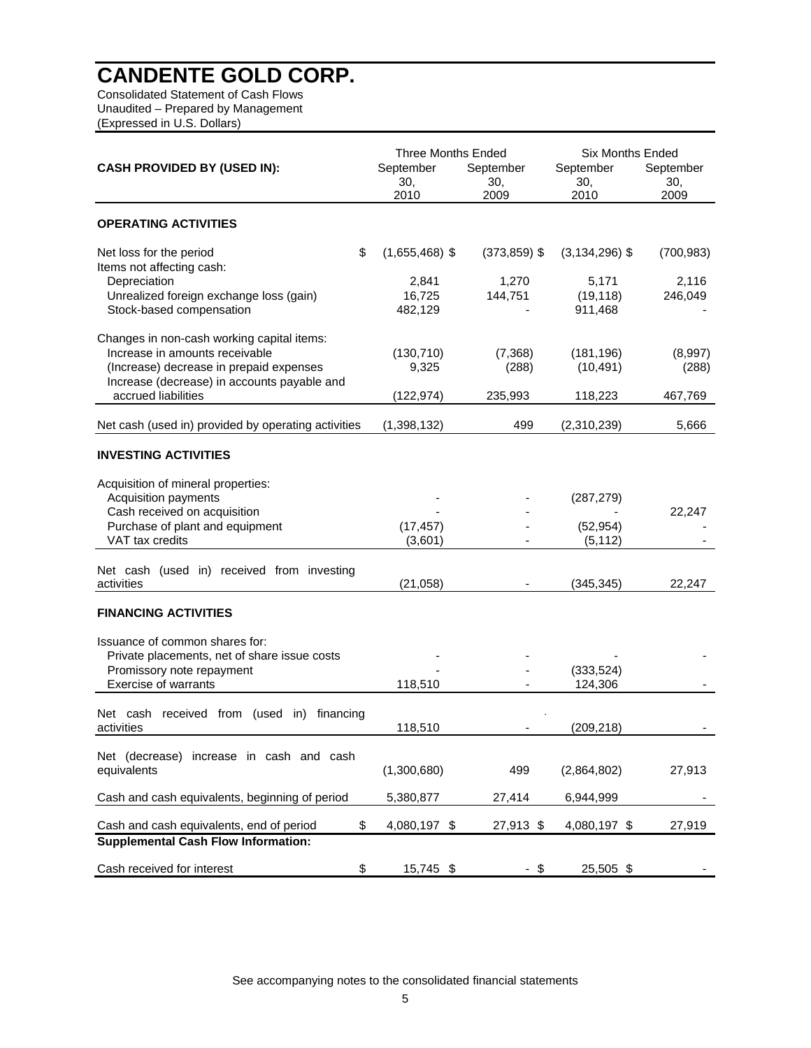# CANDENTE GOLD CORP.

Consolidated Statement of Cash Flows
Unaudited – Prepared by Management
(Expressed in U.S. Dollars)

| CASH PROVIDED BY (USED IN): | Three Months Ended | | Six Months Ended | |
|---|---|---|---|---|
| | September 30, 2010 | September 30, 2009 | September 30, 2010 | September 30, 2009 |
| **OPERATING ACTIVITIES** | | | | |
| Net loss for the period | $ (1,655,468) | $ (373,859) | $ (3,134,296) | $ (700,983) |
| Items not affecting cash: | | | | |
| Depreciation | 2,841 | 1,270 | 5,171 | 2,116 |
| Unrealized foreign exchange loss (gain) | 16,725 | 144,751 | (19,118) | 246,049 |
| Stock-based compensation | 482,129 | - | 911,468 | - |
| Changes in non-cash working capital items: | | | | |
| Increase in amounts receivable | (130,710) | (7,368) | (181,196) | (8,997) |
| (Increase) decrease in prepaid expenses | 9,325 | (288) | (10,491) | (288) |
| Increase (decrease) in accounts payable and accrued liabilities | (122,974) | 235,993 | 118,223 | 467,769 |
| Net cash (used in) provided by operating activities | (1,398,132) | 499 | (2,310,239) | 5,666 |
| **INVESTING ACTIVITIES** | | | | |
| Acquisition of mineral properties: | | | | |
| Acquisition payments | - | - | (287,279) | |
| Cash received on acquisition | - | - | - | 22,247 |
| Purchase of plant and equipment | (17,457) | - | (52,954) | - |
| VAT tax credits | (3,601) | - | (5,112) | - |
| Net cash (used in) received from investing activities | (21,058) | - | (345,345) | 22,247 |
| **FINANCING ACTIVITIES** | | | | |
| Issuance of common shares for: | | | | |
| Private placements, net of share issue costs | - | - | - | - |
| Promissory note repayment | - | - | (333,524) | |
| Exercise of warrants | 118,510 | - | 124,306 | - |
| Net cash received from (used in) financing activities | 118,510 | - | (209,218) | - |
| Net (decrease) increase in cash and cash equivalents | (1,300,680) | 499 | (2,864,802) | 27,913 |
| Cash and cash equivalents, beginning of period | 5,380,877 | 27,414 | 6,944,999 | - |
| Cash and cash equivalents, end of period | $ 4,080,197 | $ 27,913 | $ 4,080,197 | $ 27,919 |
| **Supplemental Cash Flow Information:** | | | | |
| Cash received for interest | $ 15,745 | $ - | $ 25,505 | $ - |

See accompanying notes to the consolidated financial statements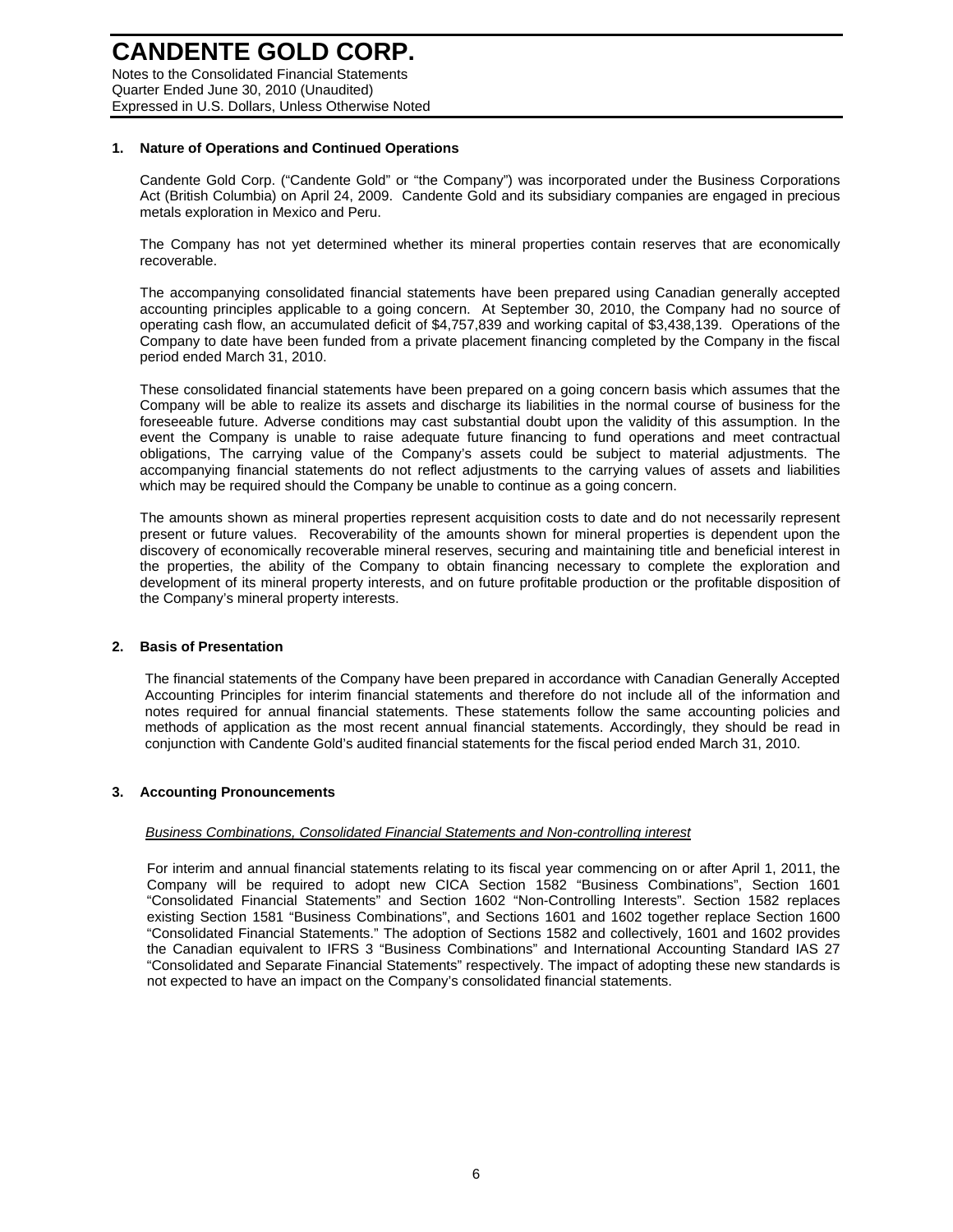# CANDENTE GOLD CORP.

Notes to the Consolidated Financial Statements
Quarter Ended June 30, 2010 (Unaudited)
Expressed in U.S. Dollars, Unless Otherwise Noted

## 1. Nature of Operations and Continued Operations

Candente Gold Corp. ("Candente Gold" or "the Company") was incorporated under the Business Corporations Act (British Columbia) on April 24, 2009. Candente Gold and its subsidiary companies are engaged in precious metals exploration in Mexico and Peru.

The Company has not yet determined whether its mineral properties contain reserves that are economically recoverable.

The accompanying consolidated financial statements have been prepared using Canadian generally accepted accounting principles applicable to a going concern. At September 30, 2010, the Company had no source of operating cash flow, an accumulated deficit of $4,757,839 and working capital of $3,438,139. Operations of the Company to date have been funded from a private placement financing completed by the Company in the fiscal period ended March 31, 2010.

These consolidated financial statements have been prepared on a going concern basis which assumes that the Company will be able to realize its assets and discharge its liabilities in the normal course of business for the foreseeable future. Adverse conditions may cast substantial doubt upon the validity of this assumption. In the event the Company is unable to raise adequate future financing to fund operations and meet contractual obligations, The carrying value of the Company's assets could be subject to material adjustments. The accompanying financial statements do not reflect adjustments to the carrying values of assets and liabilities which may be required should the Company be unable to continue as a going concern.

The amounts shown as mineral properties represent acquisition costs to date and do not necessarily represent present or future values. Recoverability of the amounts shown for mineral properties is dependent upon the discovery of economically recoverable mineral reserves, securing and maintaining title and beneficial interest in the properties, the ability of the Company to obtain financing necessary to complete the exploration and development of its mineral property interests, and on future profitable production or the profitable disposition of the Company's mineral property interests.

## 2. Basis of Presentation

The financial statements of the Company have been prepared in accordance with Canadian Generally Accepted Accounting Principles for interim financial statements and therefore do not include all of the information and notes required for annual financial statements. These statements follow the same accounting policies and methods of application as the most recent annual financial statements. Accordingly, they should be read in conjunction with Candente Gold's audited financial statements for the fiscal period ended March 31, 2010.

## 3. Accounting Pronouncements

*Business Combinations, Consolidated Financial Statements and Non-controlling interest*

For interim and annual financial statements relating to its fiscal year commencing on or after April 1, 2011, the Company will be required to adopt new CICA Section 1582 "Business Combinations", Section 1601 "Consolidated Financial Statements" and Section 1602 "Non-Controlling Interests". Section 1582 replaces existing Section 1581 "Business Combinations", and Sections 1601 and 1602 together replace Section 1600 "Consolidated Financial Statements." The adoption of Sections 1582 and collectively, 1601 and 1602 provides the Canadian equivalent to IFRS 3 "Business Combinations" and International Accounting Standard IAS 27 "Consolidated and Separate Financial Statements" respectively. The impact of adopting these new standards is not expected to have an impact on the Company's consolidated financial statements.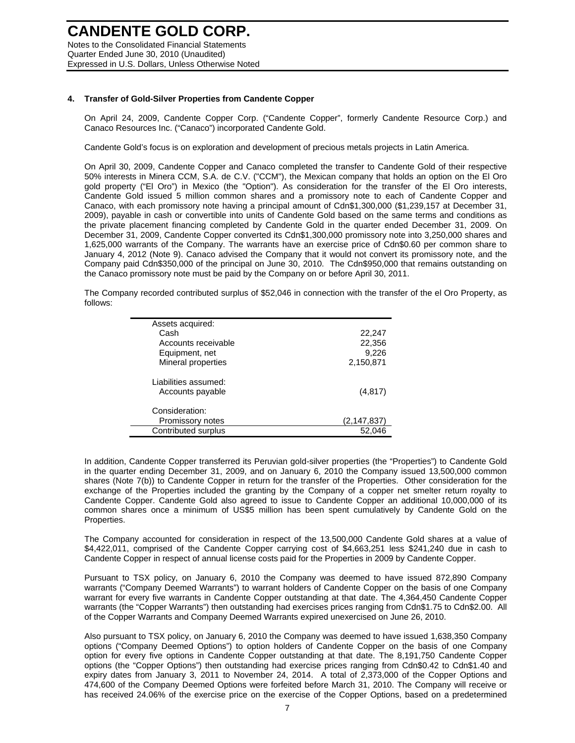### 4. Transfer of Gold-Silver Properties from Candente Copper

On April 24, 2009, Candente Copper Corp. ("Candente Copper", formerly Candente Resource Corp.) and Canaco Resources Inc. ("Canaco") incorporated Candente Gold.

Candente Gold's focus is on exploration and development of precious metals projects in Latin America.

On April 30, 2009, Candente Copper and Canaco completed the transfer to Candente Gold of their respective 50% interests in Minera CCM, S.A. de C.V. ("CCM"), the Mexican company that holds an option on the El Oro gold property ("El Oro") in Mexico (the "Option"). As consideration for the transfer of the El Oro interests, Candente Gold issued 5 million common shares and a promissory note to each of Candente Copper and Canaco, with each promissory note having a principal amount of Cdn$1,300,000 ($1,239,157 at December 31, 2009), payable in cash or convertible into units of Candente Gold based on the same terms and conditions as the private placement financing completed by Candente Gold in the quarter ended December 31, 2009. On December 31, 2009, Candente Copper converted its Cdn$1,300,000 promissory note into 3,250,000 shares and 1,625,000 warrants of the Company. The warrants have an exercise price of Cdn$0.60 per common share to January 4, 2012 (Note 9). Canaco advised the Company that it would not convert its promissory note, and the Company paid Cdn$350,000 of the principal on June 30, 2010. The Cdn$950,000 that remains outstanding on the Canaco promissory note must be paid by the Company on or before April 30, 2011.

The Company recorded contributed surplus of $52,046 in connection with the transfer of the el Oro Property, as follows:

| | |
|---|---|
| Assets acquired: | |
| Cash | 22,247 |
| Accounts receivable | 22,356 |
| Equipment, net | 9,226 |
| Mineral properties | 2,150,871 |
| Liabilities assumed: | |
| Accounts payable | (4,817) |
| Consideration: | |
| Promissory notes | (2,147,837) |
| Contributed surplus | 52,046 |

In addition, Candente Copper transferred its Peruvian gold-silver properties (the "Properties") to Candente Gold in the quarter ending December 31, 2009, and on January 6, 2010 the Company issued 13,500,000 common shares (Note 7(b)) to Candente Copper in return for the transfer of the Properties. Other consideration for the exchange of the Properties included the granting by the Company of a copper net smelter return royalty to Candente Copper. Candente Gold also agreed to issue to Candente Copper an additional 10,000,000 of its common shares once a minimum of US$5 million has been spent cumulatively by Candente Gold on the Properties.

The Company accounted for consideration in respect of the 13,500,000 Candente Gold shares at a value of $4,422,011, comprised of the Candente Copper carrying cost of $4,663,251 less $241,240 due in cash to Candente Copper in respect of annual license costs paid for the Properties in 2009 by Candente Copper.

Pursuant to TSX policy, on January 6, 2010 the Company was deemed to have issued 872,890 Company warrants ("Company Deemed Warrants") to warrant holders of Candente Copper on the basis of one Company warrant for every five warrants in Candente Copper outstanding at that date. The 4,364,450 Candente Copper warrants (the "Copper Warrants") then outstanding had exercises prices ranging from Cdn$1.75 to Cdn$2.00. All of the Copper Warrants and Company Deemed Warrants expired unexercised on June 26, 2010.

Also pursuant to TSX policy, on January 6, 2010 the Company was deemed to have issued 1,638,350 Company options ("Company Deemed Options") to option holders of Candente Copper on the basis of one Company option for every five options in Candente Copper outstanding at that date. The 8,191,750 Candente Copper options (the "Copper Options") then outstanding had exercise prices ranging from Cdn$0.42 to Cdn$1.40 and expiry dates from January 3, 2011 to November 24, 2014. A total of 2,373,000 of the Copper Options and 474,600 of the Company Deemed Options were forfeited before March 31, 2010. The Company will receive or has received 24.06% of the exercise price on the exercise of the Copper Options, based on a predetermined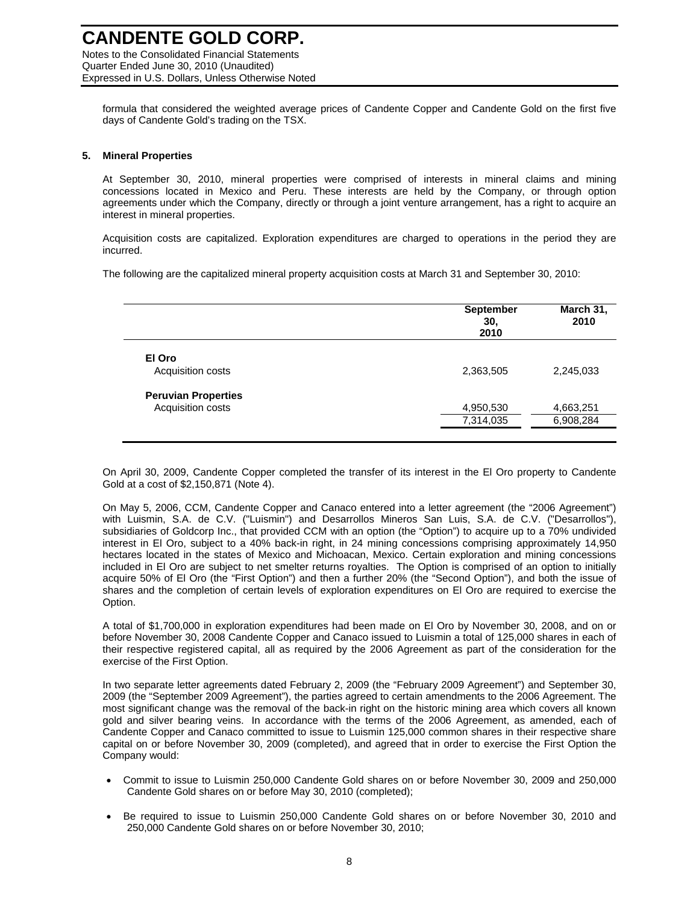formula that considered the weighted average prices of Candente Copper and Candente Gold on the first five days of Candente Gold's trading on the TSX.

## 5. Mineral Properties

At September 30, 2010, mineral properties were comprised of interests in mineral claims and mining concessions located in Mexico and Peru. These interests are held by the Company, or through option agreements under which the Company, directly or through a joint venture arrangement, has a right to acquire an interest in mineral properties.

Acquisition costs are capitalized. Exploration expenditures are charged to operations in the period they are incurred.

The following are the capitalized mineral property acquisition costs at March 31 and September 30, 2010:

| | September 30, 2010 | March 31, 2010 |
|---|---|---|
| **El Oro** | | |
| Acquisition costs | 2,363,505 | 2,245,033 |
| **Peruvian Properties** | | |
| Acquisition costs | 4,950,530 | 4,663,251 |
| | 7,314,035 | 6,908,284 |

On April 30, 2009, Candente Copper completed the transfer of its interest in the El Oro property to Candente Gold at a cost of $2,150,871 (Note 4).

On May 5, 2006, CCM, Candente Copper and Canaco entered into a letter agreement (the "2006 Agreement") with Luismin, S.A. de C.V. ("Luismin") and Desarrollos Mineros San Luis, S.A. de C.V. ("Desarrollos"), subsidiaries of Goldcorp Inc., that provided CCM with an option (the "Option") to acquire up to a 70% undivided interest in El Oro, subject to a 40% back-in right, in 24 mining concessions comprising approximately 14,950 hectares located in the states of Mexico and Michoacan, Mexico. Certain exploration and mining concessions included in El Oro are subject to net smelter returns royalties. The Option is comprised of an option to initially acquire 50% of El Oro (the "First Option") and then a further 20% (the "Second Option"), and both the issue of shares and the completion of certain levels of exploration expenditures on El Oro are required to exercise the Option.

A total of $1,700,000 in exploration expenditures had been made on El Oro by November 30, 2008, and on or before November 30, 2008 Candente Copper and Canaco issued to Luismin a total of 125,000 shares in each of their respective registered capital, all as required by the 2006 Agreement as part of the consideration for the exercise of the First Option.

In two separate letter agreements dated February 2, 2009 (the "February 2009 Agreement") and September 30, 2009 (the "September 2009 Agreement"), the parties agreed to certain amendments to the 2006 Agreement. The most significant change was the removal of the back-in right on the historic mining area which covers all known gold and silver bearing veins. In accordance with the terms of the 2006 Agreement, as amended, each of Candente Copper and Canaco committed to issue to Luismin 125,000 common shares in their respective share capital on or before November 30, 2009 (completed), and agreed that in order to exercise the First Option the Company would:

- Commit to issue to Luismin 250,000 Candente Gold shares on or before November 30, 2009 and 250,000 Candente Gold shares on or before May 30, 2010 (completed);
- Be required to issue to Luismin 250,000 Candente Gold shares on or before November 30, 2010 and 250,000 Candente Gold shares on or before November 30, 2010;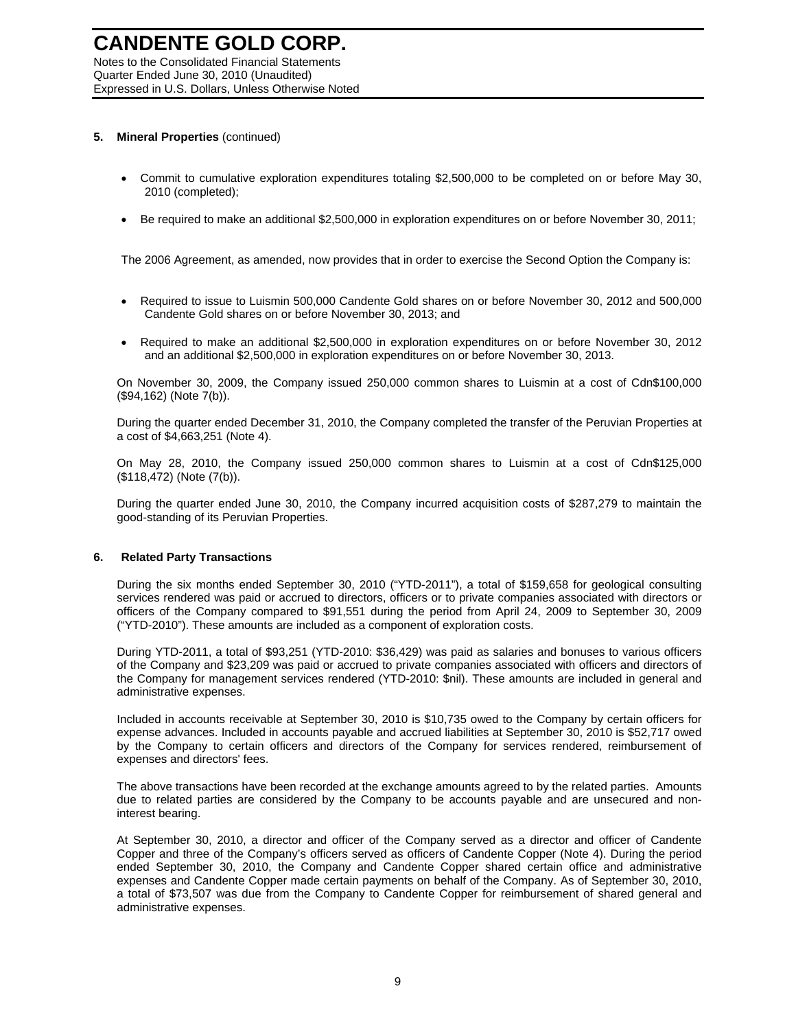## 5. Mineral Properties (continued)

- Commit to cumulative exploration expenditures totaling $2,500,000 to be completed on or before May 30, 2010 (completed);
- Be required to make an additional $2,500,000 in exploration expenditures on or before November 30, 2011;

The 2006 Agreement, as amended, now provides that in order to exercise the Second Option the Company is:

- Required to issue to Luismin 500,000 Candente Gold shares on or before November 30, 2012 and 500,000 Candente Gold shares on or before November 30, 2013; and
- Required to make an additional $2,500,000 in exploration expenditures on or before November 30, 2012 and an additional $2,500,000 in exploration expenditures on or before November 30, 2013.

On November 30, 2009, the Company issued 250,000 common shares to Luismin at a cost of Cdn$100,000 ($94,162) (Note 7(b)).

During the quarter ended December 31, 2010, the Company completed the transfer of the Peruvian Properties at a cost of $4,663,251 (Note 4).

On May 28, 2010, the Company issued 250,000 common shares to Luismin at a cost of Cdn$125,000 ($118,472) (Note (7(b)).

During the quarter ended June 30, 2010, the Company incurred acquisition costs of $287,279 to maintain the good-standing of its Peruvian Properties.

## 6. Related Party Transactions

During the six months ended September 30, 2010 ("YTD-2011"), a total of $159,658 for geological consulting services rendered was paid or accrued to directors, officers or to private companies associated with directors or officers of the Company compared to $91,551 during the period from April 24, 2009 to September 30, 2009 ("YTD-2010"). These amounts are included as a component of exploration costs.

During YTD-2011, a total of $93,251 (YTD-2010: $36,429) was paid as salaries and bonuses to various officers of the Company and $23,209 was paid or accrued to private companies associated with officers and directors of the Company for management services rendered (YTD-2010: $nil). These amounts are included in general and administrative expenses.

Included in accounts receivable at September 30, 2010 is $10,735 owed to the Company by certain officers for expense advances. Included in accounts payable and accrued liabilities at September 30, 2010 is $52,717 owed by the Company to certain officers and directors of the Company for services rendered, reimbursement of expenses and directors' fees.

The above transactions have been recorded at the exchange amounts agreed to by the related parties. Amounts due to related parties are considered by the Company to be accounts payable and are unsecured and non-interest bearing.

At September 30, 2010, a director and officer of the Company served as a director and officer of Candente Copper and three of the Company's officers served as officers of Candente Copper (Note 4). During the period ended September 30, 2010, the Company and Candente Copper shared certain office and administrative expenses and Candente Copper made certain payments on behalf of the Company. As of September 30, 2010, a total of $73,507 was due from the Company to Candente Copper for reimbursement of shared general and administrative expenses.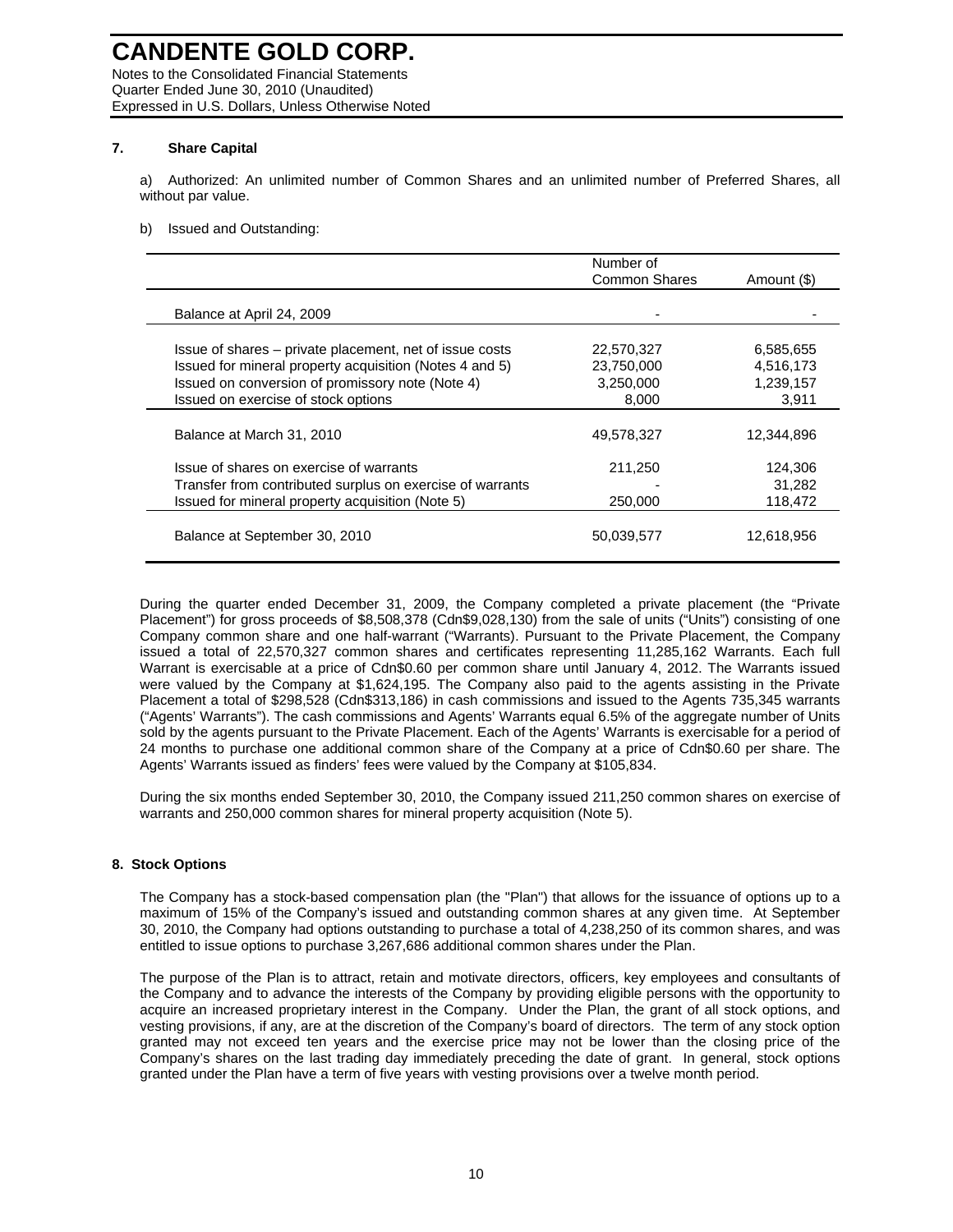# CANDENTE GOLD CORP.

Notes to the Consolidated Financial Statements
Quarter Ended June 30, 2010 (Unaudited)
Expressed in U.S. Dollars, Unless Otherwise Noted

## 7. Share Capital

a) Authorized: An unlimited number of Common Shares and an unlimited number of Preferred Shares, all without par value.

b) Issued and Outstanding:

| | Number of Common Shares | Amount ($) |
|---|---|---|
| Balance at April 24, 2009 | - | - |
| Issue of shares – private placement, net of issue costs | 22,570,327 | 6,585,655 |
| Issued for mineral property acquisition (Notes 4 and 5) | 23,750,000 | 4,516,173 |
| Issued on conversion of promissory note (Note 4) | 3,250,000 | 1,239,157 |
| Issued on exercise of stock options | 8,000 | 3,911 |
| Balance at March 31, 2010 | 49,578,327 | 12,344,896 |
| Issue of shares on exercise of warrants | 211,250 | 124,306 |
| Transfer from contributed surplus on exercise of warrants | - | 31,282 |
| Issued for mineral property acquisition (Note 5) | 250,000 | 118,472 |
| Balance at September 30, 2010 | 50,039,577 | 12,618,956 |

During the quarter ended December 31, 2009, the Company completed a private placement (the "Private Placement") for gross proceeds of $8,508,378 (Cdn$9,028,130) from the sale of units ("Units") consisting of one Company common share and one half-warrant ("Warrants). Pursuant to the Private Placement, the Company issued a total of 22,570,327 common shares and certificates representing 11,285,162 Warrants. Each full Warrant is exercisable at a price of Cdn$0.60 per common share until January 4, 2012. The Warrants issued were valued by the Company at $1,624,195. The Company also paid to the agents assisting in the Private Placement a total of $298,528 (Cdn$313,186) in cash commissions and issued to the Agents 735,345 warrants ("Agents' Warrants"). The cash commissions and Agents' Warrants equal 6.5% of the aggregate number of Units sold by the agents pursuant to the Private Placement. Each of the Agents' Warrants is exercisable for a period of 24 months to purchase one additional common share of the Company at a price of Cdn$0.60 per share. The Agents' Warrants issued as finders' fees were valued by the Company at $105,834.

During the six months ended September 30, 2010, the Company issued 211,250 common shares on exercise of warrants and 250,000 common shares for mineral property acquisition (Note 5).

## 8. Stock Options

The Company has a stock-based compensation plan (the "Plan") that allows for the issuance of options up to a maximum of 15% of the Company's issued and outstanding common shares at any given time. At September 30, 2010, the Company had options outstanding to purchase a total of 4,238,250 of its common shares, and was entitled to issue options to purchase 3,267,686 additional common shares under the Plan.

The purpose of the Plan is to attract, retain and motivate directors, officers, key employees and consultants of the Company and to advance the interests of the Company by providing eligible persons with the opportunity to acquire an increased proprietary interest in the Company. Under the Plan, the grant of all stock options, and vesting provisions, if any, are at the discretion of the Company's board of directors. The term of any stock option granted may not exceed ten years and the exercise price may not be lower than the closing price of the Company's shares on the last trading day immediately preceding the date of grant. In general, stock options granted under the Plan have a term of five years with vesting provisions over a twelve month period.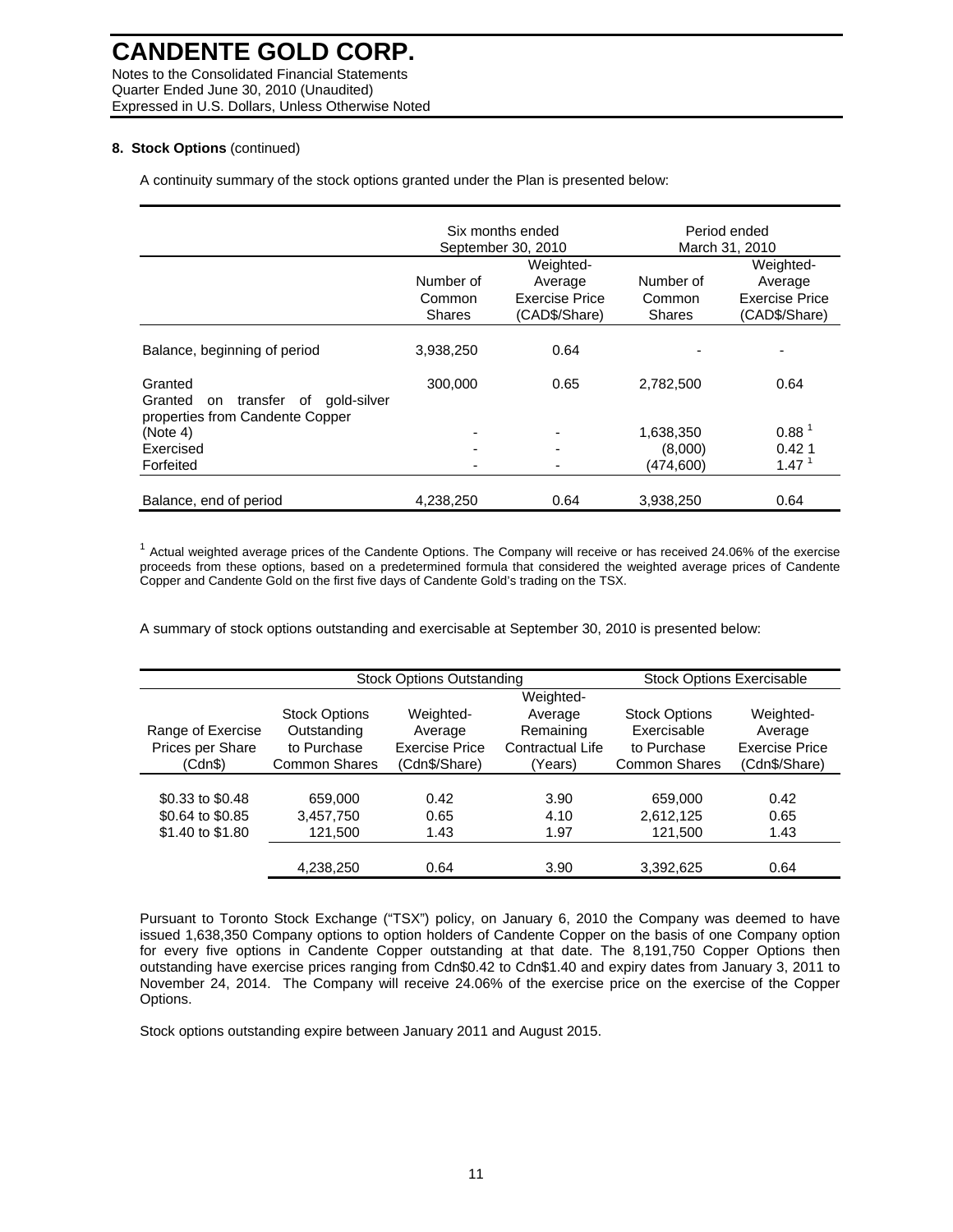# CANDENTE GOLD CORP.

Notes to the Consolidated Financial Statements
Quarter Ended June 30, 2010 (Unaudited)
Expressed in U.S. Dollars, Unless Otherwise Noted

**8. Stock Options** (continued)

A continuity summary of the stock options granted under the Plan is presented below:

| | Six months ended September 30, 2010 | | Period ended March 31, 2010 | |
|---|---|---|---|---|
| | Number of Common Shares | Weighted-Average Exercise Price (CAD$/Share) | Number of Common Shares | Weighted-Average Exercise Price (CAD$/Share) |
| Balance, beginning of period | 3,938,250 | 0.64 | - | - |
| Granted | 300,000 | 0.65 | 2,782,500 | 0.64 |
| Granted on transfer of gold-silver properties from Candente Copper (Note 4) | - | - | 1,638,350 | 0.88 [1] |
| Exercised | - | - | (8,000) | 0.42 1 |
| Forfeited | - | - | (474,600) | 1.47 [1] |
| Balance, end of period | 4,238,250 | 0.64 | 3,938,250 | 0.64 |

[1] Actual weighted average prices of the Candente Options. The Company will receive or has received 24.06% of the exercise proceeds from these options, based on a predetermined formula that considered the weighted average prices of Candente Copper and Candente Gold on the first five days of Candente Gold's trading on the TSX.

A summary of stock options outstanding and exercisable at September 30, 2010 is presented below:

| | Stock Options Outstanding | | | Stock Options Exercisable | |
|---|---|---|---|---|---|
| Range of Exercise Prices per Share (Cdn$) | Stock Options Outstanding to Purchase Common Shares | Weighted-Average Exercise Price (Cdn$/Share) | Weighted-Average Remaining Contractual Life (Years) | Stock Options Exercisable to Purchase Common Shares | Weighted-Average Exercise Price (Cdn$/Share) |
| $0.33 to $0.48 | 659,000 | 0.42 | 3.90 | 659,000 | 0.42 |
| $0.64 to $0.85 | 3,457,750 | 0.65 | 4.10 | 2,612,125 | 0.65 |
| $1.40 to $1.80 | 121,500 | 1.43 | 1.97 | 121,500 | 1.43 |
| | 4,238,250 | 0.64 | 3.90 | 3,392,625 | 0.64 |

Pursuant to Toronto Stock Exchange ("TSX") policy, on January 6, 2010 the Company was deemed to have issued 1,638,350 Company options to option holders of Candente Copper on the basis of one Company option for every five options in Candente Copper outstanding at that date. The 8,191,750 Copper Options then outstanding have exercise prices ranging from Cdn$0.42 to Cdn$1.40 and expiry dates from January 3, 2011 to November 24, 2014. The Company will receive 24.06% of the exercise price on the exercise of the Copper Options.

Stock options outstanding expire between January 2011 and August 2015.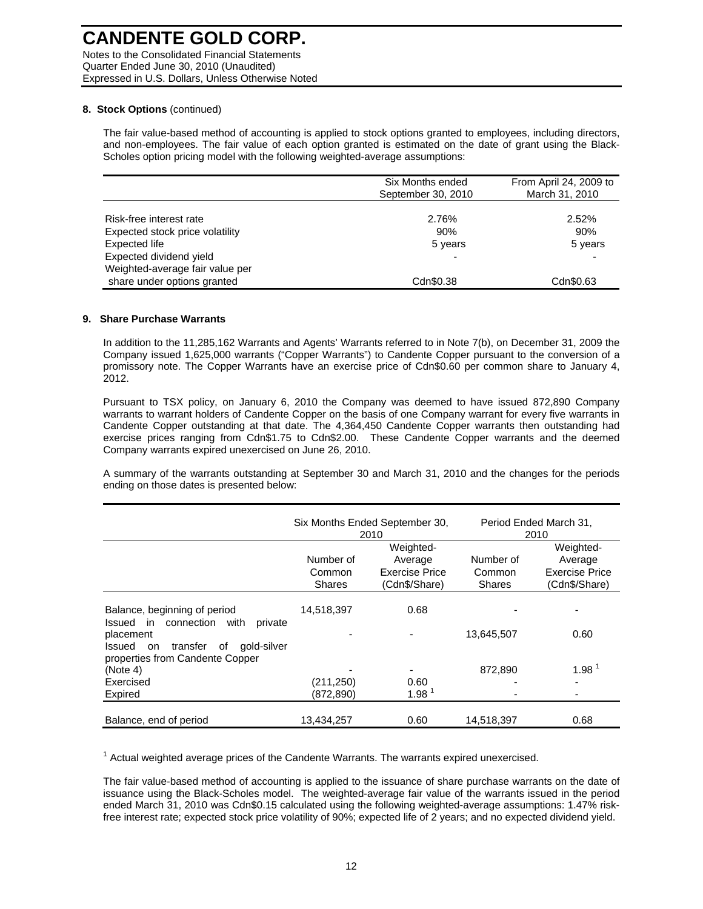# CANDENTE GOLD CORP.

Notes to the Consolidated Financial Statements
Quarter Ended June 30, 2010 (Unaudited)
Expressed in U.S. Dollars, Unless Otherwise Noted

**8. Stock Options** (continued)

The fair value-based method of accounting is applied to stock options granted to employees, including directors, and non-employees. The fair value of each option granted is estimated on the date of grant using the Black-Scholes option pricing model with the following weighted-average assumptions:

| | Six Months ended September 30, 2010 | From April 24, 2009 to March 31, 2010 |
|---|---|---|
| Risk-free interest rate | 2.76% | 2.52% |
| Expected stock price volatility | 90% | 90% |
| Expected life | 5 years | 5 years |
| Expected dividend yield | - | - |
| Weighted-average fair value per share under options granted | Cdn$0.38 | Cdn$0.63 |

**9. Share Purchase Warrants**

In addition to the 11,285,162 Warrants and Agents' Warrants referred to in Note 7(b), on December 31, 2009 the Company issued 1,625,000 warrants ("Copper Warrants") to Candente Copper pursuant to the conversion of a promissory note. The Copper Warrants have an exercise price of Cdn$0.60 per common share to January 4, 2012.

Pursuant to TSX policy, on January 6, 2010 the Company was deemed to have issued 872,890 Company warrants to warrant holders of Candente Copper on the basis of one Company warrant for every five warrants in Candente Copper outstanding at that date. The 4,364,450 Candente Copper warrants then outstanding had exercise prices ranging from Cdn$1.75 to Cdn$2.00. These Candente Copper warrants and the deemed Company warrants expired unexercised on June 26, 2010.

A summary of the warrants outstanding at September 30 and March 31, 2010 and the changes for the periods ending on those dates is presented below:

| | Six Months Ended September 30, 2010 | | Period Ended March 31, 2010 | |
|---|---|---|---|---|
| | Number of Common Shares | Weighted-Average Exercise Price (Cdn$/Share) | Number of Common Shares | Weighted-Average Exercise Price (Cdn$/Share) |
| Balance, beginning of period | 14,518,397 | 0.68 | - | - |
| Issued in connection with private placement | - | - | 13,645,507 | 0.60 |
| Issued on transfer of gold-silver properties from Candente Copper (Note 4) | - | - | 872,890 | 1.98 [1] |
| Exercised | (211,250) | 0.60 | - | - |
| Expired | (872,890) | 1.98 [1] | - | - |
| Balance, end of period | 13,434,257 | 0.60 | 14,518,397 | 0.68 |

[1] Actual weighted average prices of the Candente Warrants. The warrants expired unexercised.

The fair value-based method of accounting is applied to the issuance of share purchase warrants on the date of issuance using the Black-Scholes model. The weighted-average fair value of the warrants issued in the period ended March 31, 2010 was Cdn$0.15 calculated using the following weighted-average assumptions: 1.47% risk-free interest rate; expected stock price volatility of 90%; expected life of 2 years; and no expected dividend yield.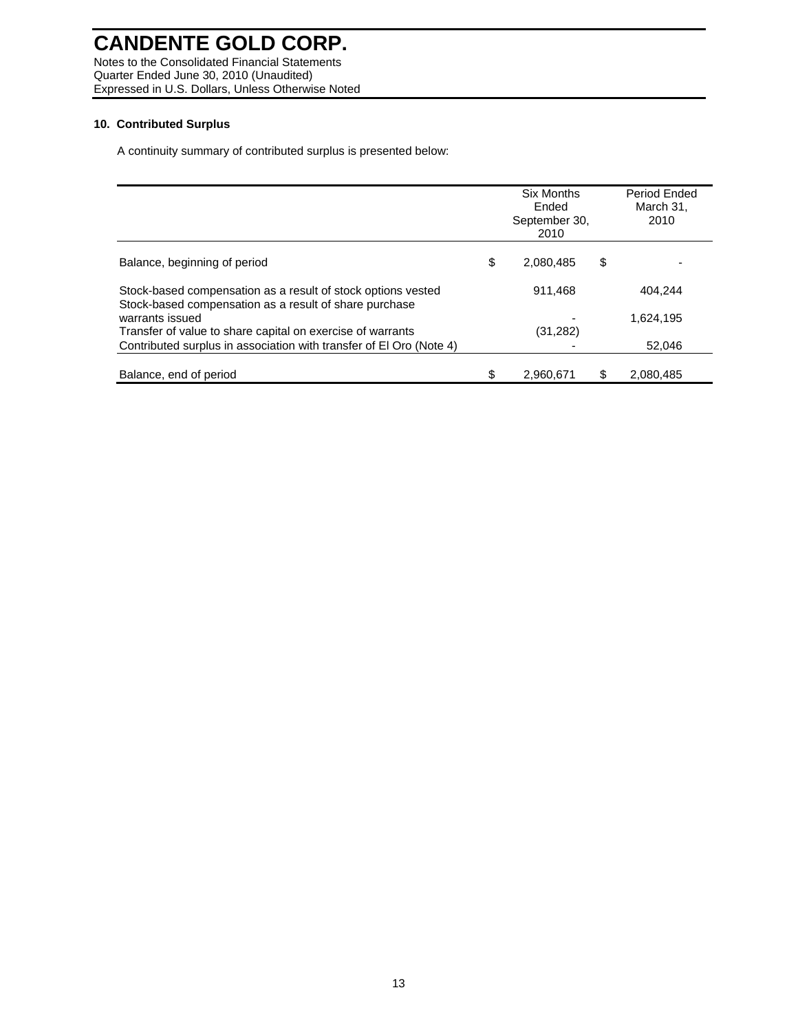# CANDENTE GOLD CORP.

Notes to the Consolidated Financial Statements
Quarter Ended June 30, 2010 (Unaudited)
Expressed in U.S. Dollars, Unless Otherwise Noted

## 10. Contributed Surplus

A continuity summary of contributed surplus is presented below:

| | | Six Months Ended September 30, 2010 | | Period Ended March 31, 2010 |
|---|---|---|---|---|
| Balance, beginning of period | $ | 2,080,485 | $ | - |
| Stock-based compensation as a result of stock options vested | | 911,468 | | 404,244 |
| Stock-based compensation as a result of share purchase warrants issued | | - | | 1,624,195 |
| Transfer of value to share capital on exercise of warrants | | (31,282) | | |
| Contributed surplus in association with transfer of El Oro (Note 4) | | - | | 52,046 |
| Balance, end of period | $ | 2,960,671 | $ | 2,080,485 |